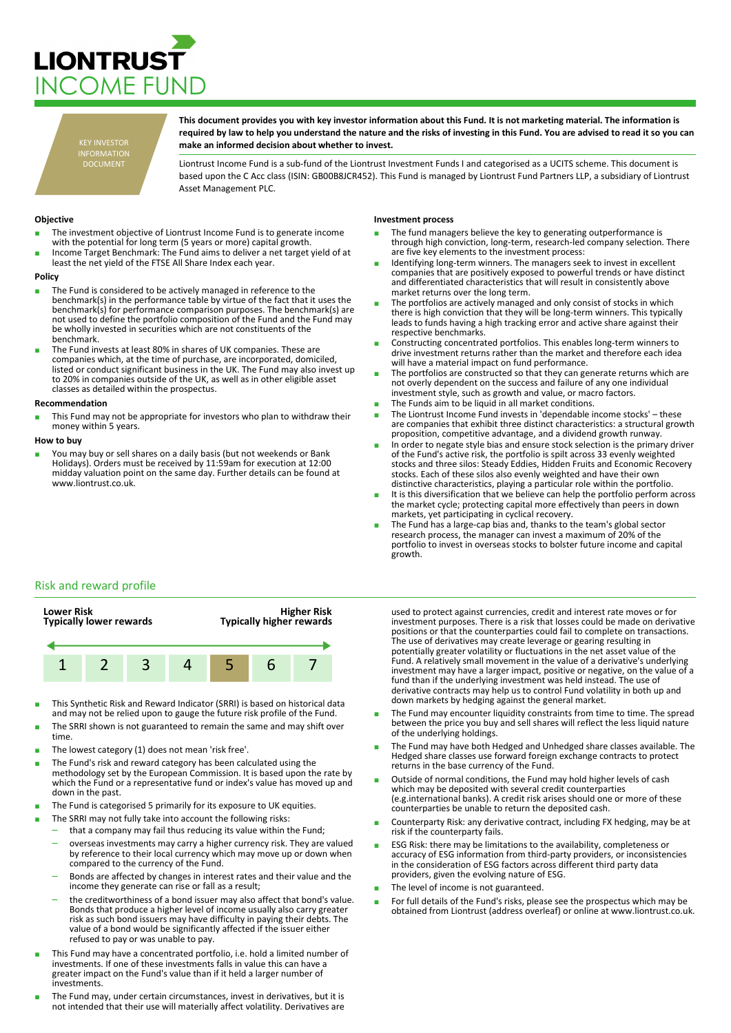# LIONTRUST INCOME FUND

KEY INVESTOR INFORMATION DOCUMENT

**This document provides you with key investor information about this Fund. It is not marketing material. The information is required by law to help you understand the nature and the risks of investing in this Fund. You are advised to read it so you can make an informed decision about whether to invest.**

Liontrust Income Fund is a sub-fund of the Liontrust Investment Funds I and categorised as a UCITS scheme. This document is based upon the C Acc class (ISIN: GB00B8JCR452). This Fund is managed by Liontrust Fund Partners LLP, a subsidiary of Liontrust Asset Management PLC.

### Objective

- The investment objective of Liontrust Income Fund is to generate income with the potential for long term (5 years or more) capital growth.
- Income Target Benchmark: The Fund aims to deliver a net target yield of at least the net yield of the FTSE All Share Index each year.

### Policy

- The Fund is considered to be actively managed in reference to the benchmark(s) in the performance table by virtue of the fact that it uses the benchmark(s) for performance comparison purposes. The benchmark(s) are not used to define the portfolio composition of the Fund and the Fund may be wholly invested in securities which are not constituents of the benchmark.
- The Fund invests at least 80% in shares of UK companies. These are companies which, at the time of purchase, are incorporated, domiciled, listed or conduct significant business in the UK. The Fund may also invest up to 20% in companies outside of the UK, as well as in other eligible asset classes as detailed within the prospectus.

### Recommendation

- This Fund may not be appropriate for investors who plan to withdraw their money within 5 years.

### How to buy

- You may buy or sell shares on a daily basis (but not weekends or Bank Holidays). Orders must be received by 11:59am for execution at 12:00 midday valuation point on the same day. Further details can be found at www.liontrust.co.uk.

### Investment process

- The fund managers believe the key to generating outperformance is through high conviction, long-term, research-led company selection. There are five key elements to the investment process:
- Identifying long-term winners. The managers seek to invest in excellent companies that are positively exposed to powerful trends or have distinct and differentiated characteristics that will result in consistently above market returns over the long term.
- The portfolios are actively managed and only consist of stocks in which there is high conviction that they will be long-term winners. This typically leads to funds having a high tracking error and active share against their respective benchmarks.
- Constructing concentrated portfolios. This enables long-term winners to drive investment returns rather than the market and therefore each idea will have a material impact on fund performance.
- The portfolios are constructed so that they can generate returns which are not overly dependent on the success and failure of any one individual investment style, such as growth and value, or macro factors.
- The Funds aim to be liquid in all market conditions.
- The Liontrust Income Fund invests in 'dependable income stocks' – these are companies that exhibit three distinct characteristics: a structural growth proposition, competitive advantage, and a dividend growth runway.
- In order to negate style bias and ensure stock selection is the primary driver of the Fund's active risk, the portfolio is spilt across 33 evenly weighted stocks and three silos: Steady Eddies, Hidden Fruits and Economic Recovery stocks. Each of these silos also evenly weighted and have their own distinctive characteristics, playing a particular role within the portfolio.
- It is this diversification that we believe can help the portfolio perform across the market cycle; protecting capital more effectively than peers in down markets, yet participating in cyclical recovery.
- The Fund has a large-cap bias and, thanks to the team's global sector research process, the manager can invest a maximum of 20% of the portfolio to invest in overseas stocks to bolster future income and capital growth.

## Risk and reward profile

**Lower Risk**
**Typically lower rewards**

**Higher Risk**
**Typically higher rewards**

1 2 3 4 **5** 6 7

- This Synthetic Risk and Reward Indicator (SRRI) is based on historical data and may not be relied upon to gauge the future risk profile of the Fund.
- The SRRI shown is not guaranteed to remain the same and may shift over time.
- The lowest category (1) does not mean 'risk free'.
- The Fund's risk and reward category has been calculated using the methodology set by the European Commission. It is based upon the rate by which the Fund or a representative fund or index's value has moved up and down in the past.
- The Fund is categorised 5 primarily for its exposure to UK equities.
- The SRRI may not fully take into account the following risks:
  - that a company may fail thus reducing its value within the Fund;
  - overseas investments may carry a higher currency risk. They are valued by reference to their local currency which may move up or down when compared to the currency of the Fund.
  - Bonds are affected by changes in interest rates and their value and the income they generate can rise or fall as a result;
  - the creditworthiness of a bond issuer may also affect that bond's value. Bonds that produce a higher level of income usually also carry greater risk as such bond issuers may have difficulty in paying their debts. The value of a bond would be significantly affected if the issuer either refused to pay or was unable to pay.
- This Fund may have a concentrated portfolio, i.e. hold a limited number of investments. If one of these investments falls in value this can have a greater impact on the Fund's value than if it held a larger number of investments.
- The Fund may, under certain circumstances, invest in derivatives, but it is not intended that their use will materially affect volatility. Derivatives are used to protect against currencies, credit and interest rate moves or for investment purposes. There is a risk that losses could be made on derivative positions or that the counterparties could fail to complete on transactions. The use of derivatives may create leverage or gearing resulting in potentially greater volatility or fluctuations in the net asset value of the Fund. A relatively small movement in the value of a derivative's underlying investment may have a larger impact, positive or negative, on the value of a fund than if the underlying investment was held instead. The use of derivative contracts may help us to control Fund volatility in both up and down markets by hedging against the general market.
- The Fund may encounter liquidity constraints from time to time. The spread between the price you buy and sell shares will reflect the less liquid nature of the underlying holdings.
- The Fund may have both Hedged and Unhedged share classes available. The Hedged share classes use forward foreign exchange contracts to protect returns in the base currency of the Fund.
- Outside of normal conditions, the Fund may hold higher levels of cash which may be deposited with several credit counterparties (e.g.international banks). A credit risk arises should one or more of these counterparties be unable to return the deposited cash.
- Counterparty Risk: any derivative contract, including FX hedging, may be at risk if the counterparty fails.
- ESG Risk: there may be limitations to the availability, completeness or accuracy of ESG information from third-party providers, or inconsistencies in the consideration of ESG factors across different third party data providers, given the evolving nature of ESG.
- The level of income is not guaranteed.
- For full details of the Fund's risks, please see the prospectus which may be obtained from Liontrust (address overleaf) or online at www.liontrust.co.uk.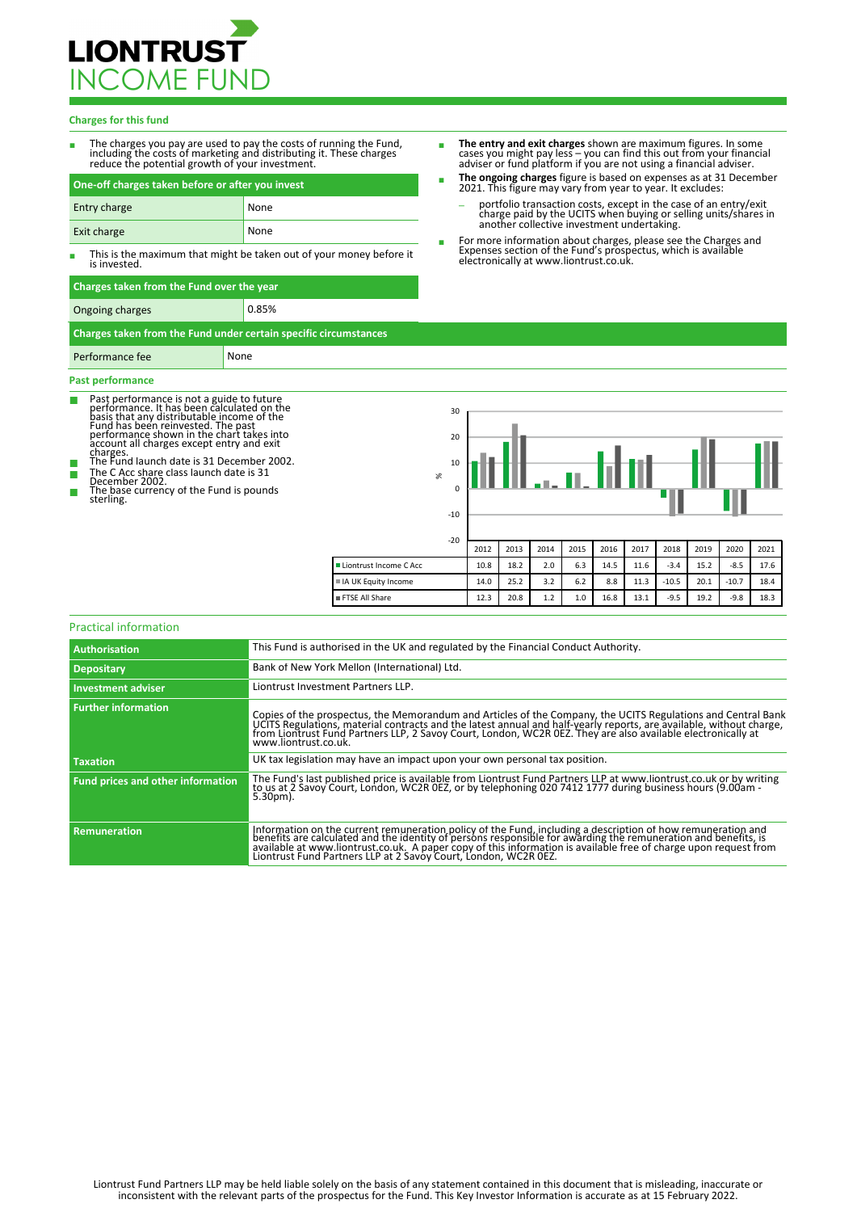# LIONTRUST
# INCOME FUND

### Charges for this fund

- The charges you pay are used to pay the costs of running the Fund, including the costs of marketing and distributing it. These charges reduce the potential growth of your investment.

| One-off charges taken before or after you invest | |
|---|---|
| Entry charge | None |
| Exit charge | None |

- This is the maximum that might be taken out of your money before it is invested.

| Charges taken from the Fund over the year | |
|---|---|
| Ongoing charges | 0.85% |

| Charges taken from the Fund under certain specific circumstances | |
|---|---|
| Performance fee | None |

- **The entry and exit charges** shown are maximum figures. In some cases you might pay less – you can find this out from your financial adviser or fund platform if you are not using a financial adviser.
- **The ongoing charges** figure is based on expenses as at 31 December 2021. This figure may vary from year to year. It excludes:
  - portfolio transaction costs, except in the case of an entry/exit charge paid by the UCITS when buying or selling units/shares in another collective investment undertaking.
- For more information about charges, please see the Charges and Expenses section of the Fund's prospectus, which is available electronically at www.liontrust.co.uk.

### Past performance

- Past performance is not a guide to future performance. It has been calculated on the basis that any distributable income of the Fund has been reinvested. The past performance shown in the chart takes into account all charges except entry and exit charges.
- The Fund launch date is 31 December 2002.
- The C Acc share class launch date is 31 December 2002.
- The base currency of the Fund is pounds sterling.

%
30
20
10
0
-10
-20

| | 2012 | 2013 | 2014 | 2015 | 2016 | 2017 | 2018 | 2019 | 2020 | 2021 |
|---|---|---|---|---|---|---|---|---|---|---|
| Liontrust Income C Acc | 10.8 | 18.2 | 2.0 | 6.3 | 14.5 | 11.6 | -3.4 | 15.2 | -8.5 | 17.6 |
| IA UK Equity Income | 14.0 | 25.2 | 3.2 | 6.2 | 8.8 | 11.3 | -10.5 | 20.1 | -10.7 | 18.4 |
| FTSE All Share | 12.3 | 20.8 | 1.2 | 1.0 | 16.8 | 13.1 | -9.5 | 19.2 | -9.8 | 18.3 |

### Practical information

| | |
|---|---|
| **Authorisation** | This Fund is authorised in the UK and regulated by the Financial Conduct Authority. |
| **Depositary** | Bank of New York Mellon (International) Ltd. |
| **Investment adviser** | Liontrust Investment Partners LLP. |
| **Further information** | Copies of the prospectus, the Memorandum and Articles of the Company, the UCITS Regulations and Central Bank UCITS Regulations, material contracts and the latest annual and half-yearly reports, are available, without charge, from Liontrust Fund Partners LLP, 2 Savoy Court, London, WC2R 0EZ. They are also available electronically at www.liontrust.co.uk. |
| **Taxation** | UK tax legislation may have an impact upon your own personal tax position. |
| **Fund prices and other information** | The Fund's last published price is available from Liontrust Fund Partners LLP at www.liontrust.co.uk or by writing to us at 2 Savoy Court, London, WC2R 0EZ, or by telephoning 020 7412 1777 during business hours (9.00am - 5.30pm). |
| **Remuneration** | Information on the current remuneration policy of the Fund, including a description of how remuneration and benefits are calculated and the identity of persons responsible for awarding the remuneration and benefits, is available at www.liontrust.co.uk. A paper copy of this information is available free of charge upon request from Liontrust Fund Partners LLP at 2 Savoy Court, London, WC2R 0EZ. |

Liontrust Fund Partners LLP may be held liable solely on the basis of any statement contained in this document that is misleading, inaccurate or inconsistent with the relevant parts of the prospectus for the Fund. This Key Investor Information is accurate as at 15 February 2022.